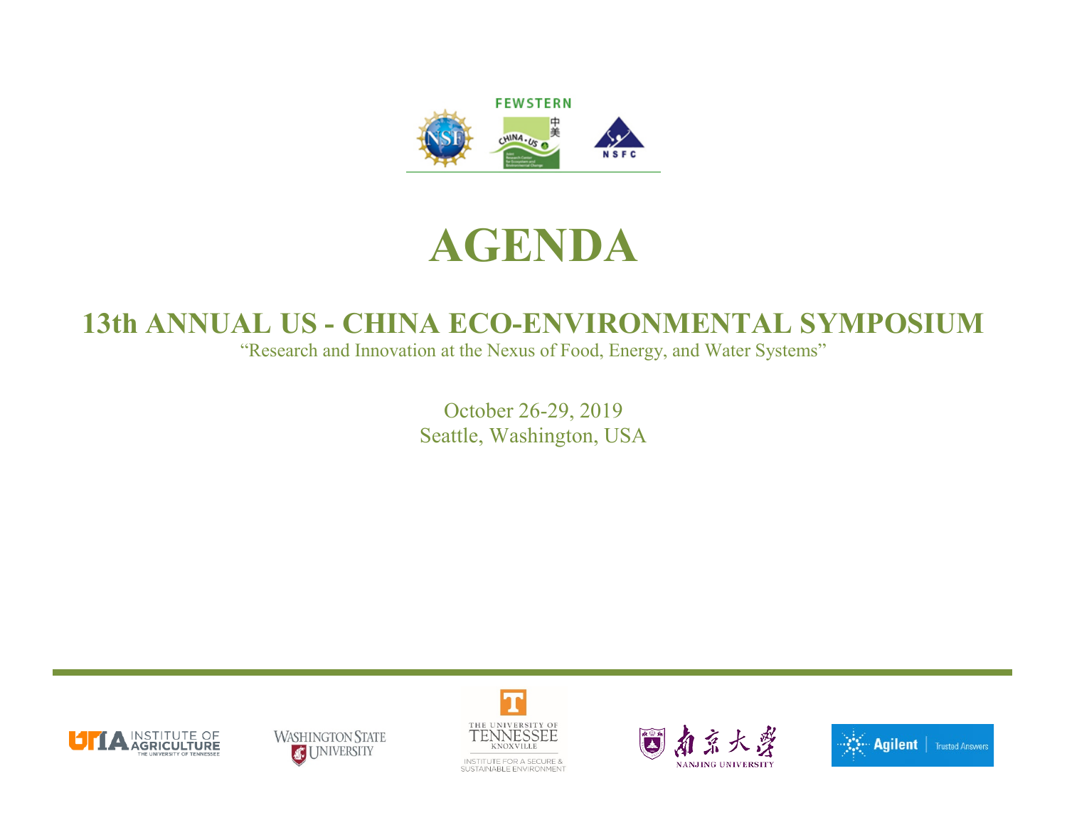# AGENDA

## 13th ANNUAL US - CHINA ECO-ENVIRONMENTAL SYMPOSIUM

"Research and Innovation at the Nexus of Food, Energy, and Water Systems"

October 26-29, 2019

Seattle, Washington, USA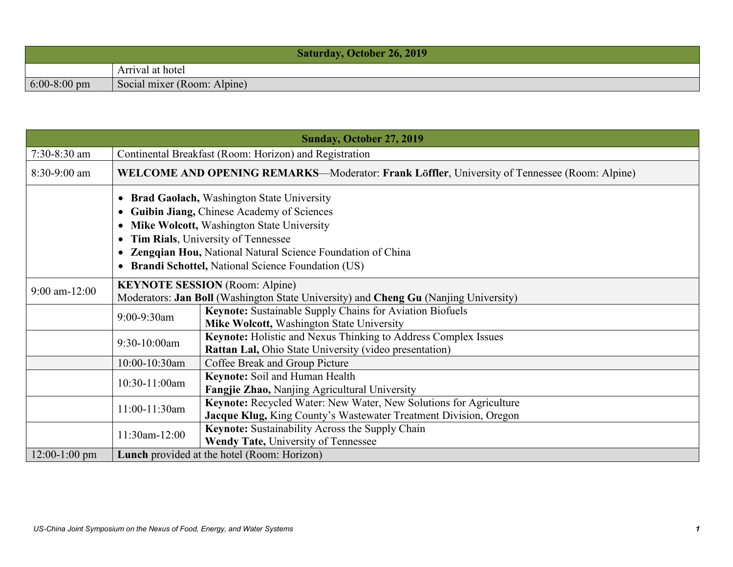| Saturday, October 26, 2019 | |
|---|---|
| | Arrival at hotel |
| 6:00-8:00 pm | Social mixer (Room: Alpine) |

| Sunday, October 27, 2019 | | |
|---|---|---|
| 7:30-8:30 am | Continental Breakfast (Room: Horizon) and Registration | |
| 8:30-9:00 am | **WELCOME AND OPENING REMARKS**—Moderator: **Frank Löffler**, University of Tennessee (Room: Alpine) | |
| | • **Brad Gaolach,** Washington State University<br>• **Guibin Jiang,** Chinese Academy of Sciences<br>• **Mike Wolcott,** Washington State University<br>• **Tim Rials**, University of Tennessee<br>• **Zengqian Hou,** National Natural Science Foundation of China<br>• **Brandi Schottel,** National Science Foundation (US) | |
| 9:00 am-12:00 | **KEYNOTE SESSION** (Room: Alpine)<br>Moderators: **Jan Boll** (Washington State University) and **Cheng Gu** (Nanjing University) | |
| | 9:00-9:30am | **Keynote:** Sustainable Supply Chains for Aviation Biofuels<br>**Mike Wolcott,** Washington State University |
| | 9:30-10:00am | **Keynote:** Holistic and Nexus Thinking to Address Complex Issues<br>**Rattan Lal,** Ohio State University (video presentation) |
| | 10:00-10:30am | Coffee Break and Group Picture |
| | 10:30-11:00am | **Keynote:** Soil and Human Health<br>**Fangjie Zhao,** Nanjing Agricultural University |
| | 11:00-11:30am | **Keynote:** Recycled Water: New Water, New Solutions for Agriculture<br>**Jacque Klug,** King County's Wastewater Treatment Division, Oregon |
| | 11:30am-12:00 | **Keynote:** Sustainability Across the Supply Chain<br>**Wendy Tate,** University of Tennessee |
| 12:00-1:00 pm | **Lunch** provided at the hotel (Room: Horizon) | |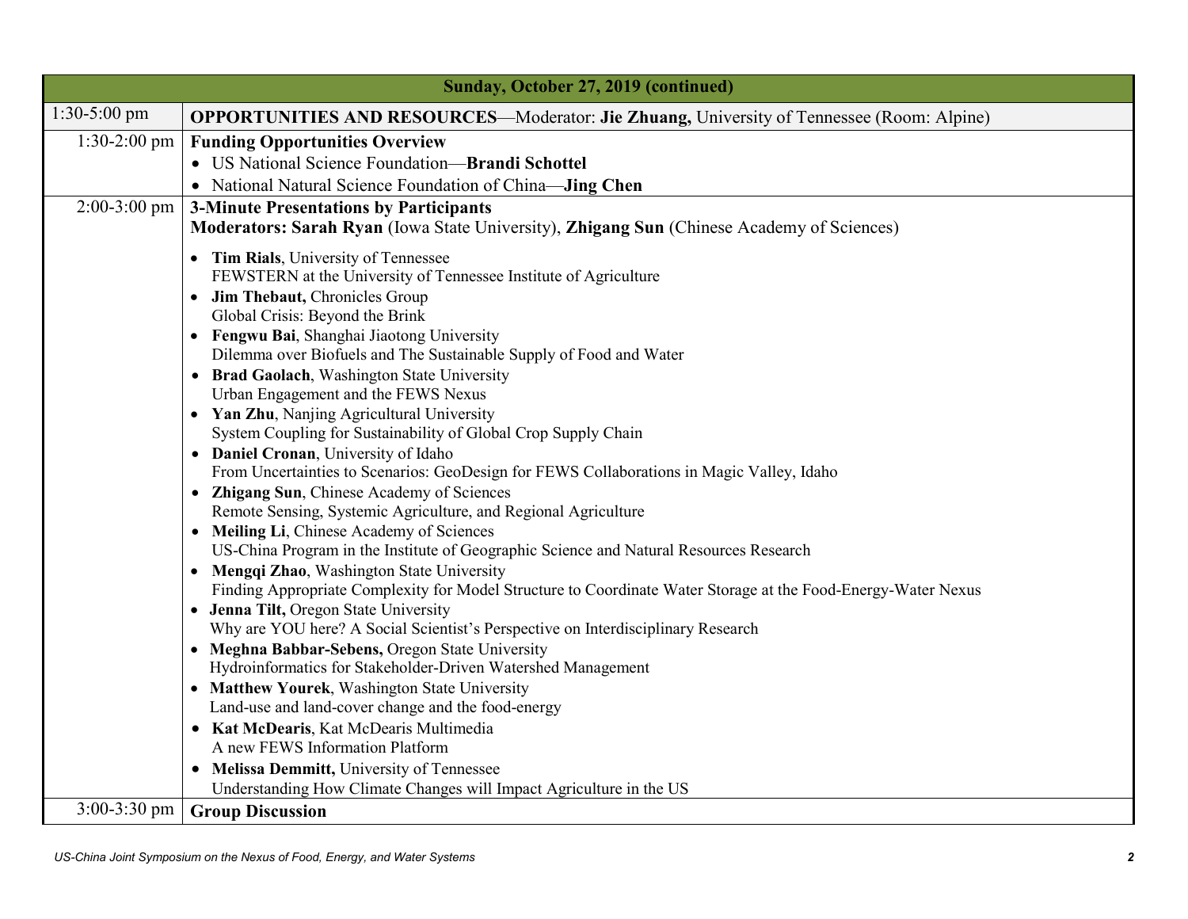| Sunday, October 27, 2019 (continued) | |
|---|---|
| 1:30-5:00 pm | **OPPORTUNITIES AND RESOURCES**—Moderator: **Jie Zhuang,** University of Tennessee (Room: Alpine) |
| 1:30-2:00 pm | **Funding Opportunities Overview**<br>• US National Science Foundation—**Brandi Schottel**<br>• National Natural Science Foundation of China—**Jing Chen** |
| 2:00-3:00 pm | **3-Minute Presentations by Participants**<br>**Moderators: Sarah Ryan** (Iowa State University), **Zhigang Sun** (Chinese Academy of Sciences)<br>• **Tim Rials**, University of Tennessee<br>FEWSTERN at the University of Tennessee Institute of Agriculture<br>• **Jim Thebaut,** Chronicles Group<br>Global Crisis: Beyond the Brink<br>• **Fengwu Bai**, Shanghai Jiaotong University<br>Dilemma over Biofuels and The Sustainable Supply of Food and Water<br>• **Brad Gaolach**, Washington State University<br>Urban Engagement and the FEWS Nexus<br>• **Yan Zhu**, Nanjing Agricultural University<br>System Coupling for Sustainability of Global Crop Supply Chain<br>• **Daniel Cronan**, University of Idaho<br>From Uncertainties to Scenarios: GeoDesign for FEWS Collaborations in Magic Valley, Idaho<br>• **Zhigang Sun**, Chinese Academy of Sciences<br>Remote Sensing, Systemic Agriculture, and Regional Agriculture<br>• **Meiling Li**, Chinese Academy of Sciences<br>US-China Program in the Institute of Geographic Science and Natural Resources Research<br>• **Mengqi Zhao**, Washington State University<br>Finding Appropriate Complexity for Model Structure to Coordinate Water Storage at the Food-Energy-Water Nexus<br>• **Jenna Tilt,** Oregon State University<br>Why are YOU here? A Social Scientist's Perspective on Interdisciplinary Research<br>• **Meghna Babbar-Sebens,** Oregon State University<br>Hydroinformatics for Stakeholder-Driven Watershed Management<br>• **Matthew Yourek**, Washington State University<br>Land-use and land-cover change and the food-energy<br>• **Kat McDearis**, Kat McDearis Multimedia<br>A new FEWS Information Platform<br>• **Melissa Demmitt,** University of Tennessee<br>Understanding How Climate Changes will Impact Agriculture in the US |
| 3:00-3:30 pm | **Group Discussion** |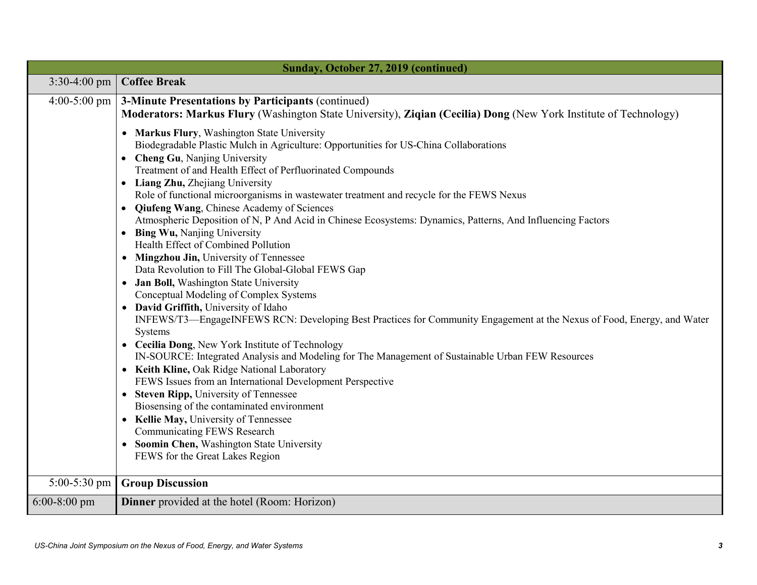| Sunday, October 27, 2019 (continued) | |
|---|---|
| 3:30-4:00 pm | **Coffee Break** |
| 4:00-5:00 pm | **3-Minute Presentations by Participants** (continued)<br>**Moderators: Markus Flury** (Washington State University), **Ziqian (Cecilia) Dong** (New York Institute of Technology)<br>• **Markus Flury**, Washington State University<br>Biodegradable Plastic Mulch in Agriculture: Opportunities for US-China Collaborations<br>• **Cheng Gu**, Nanjing University<br>Treatment of and Health Effect of Perfluorinated Compounds<br>• **Liang Zhu,** Zhejiang University<br>Role of functional microorganisms in wastewater treatment and recycle for the FEWS Nexus<br>• **Qiufeng Wang**, Chinese Academy of Sciences<br>Atmospheric Deposition of N, P And Acid in Chinese Ecosystems: Dynamics, Patterns, And Influencing Factors<br>• **Bing Wu,** Nanjing University<br>Health Effect of Combined Pollution<br>• **Mingzhou Jin,** University of Tennessee<br>Data Revolution to Fill The Global-Global FEWS Gap<br>• **Jan Boll,** Washington State University<br>Conceptual Modeling of Complex Systems<br>• **David Griffith,** University of Idaho<br>INFEWS/T3—EngageINFEWS RCN: Developing Best Practices for Community Engagement at the Nexus of Food, Energy, and Water Systems<br>• **Cecilia Dong**, New York Institute of Technology<br>IN-SOURCE: Integrated Analysis and Modeling for The Management of Sustainable Urban FEW Resources<br>• **Keith Kline,** Oak Ridge National Laboratory<br>FEWS Issues from an International Development Perspective<br>• **Steven Ripp,** University of Tennessee<br>Biosensing of the contaminated environment<br>• **Kellie May,** University of Tennessee<br>Communicating FEWS Research<br>• **Soomin Chen,** Washington State University<br>FEWS for the Great Lakes Region |
| 5:00-5:30 pm | **Group Discussion** |
| 6:00-8:00 pm | **Dinner** provided at the hotel (Room: Horizon) |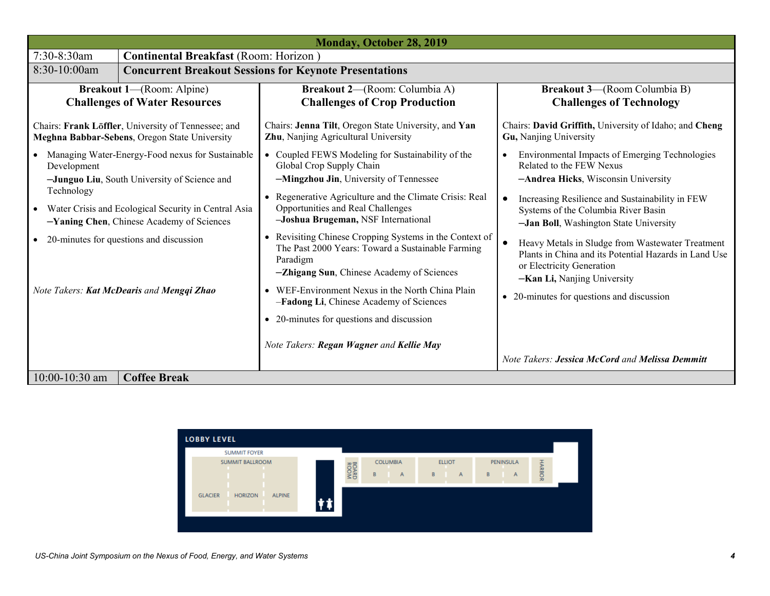## Monday, October 28, 2019

| | |
|---|---|
| 7:30-8:30am | **Continental Breakfast** (Room: Horizon ) |
| 8:30-10:00am | **Concurrent Breakout Sessions for Keynote Presentations** |

### Breakout 1—(Room: Alpine) Challenges of Water Resources

Chairs: **Frank Löffler**, University of Tennessee; and **Meghna Babbar-Sebens**, Oregon State University

- Managing Water-Energy-Food nexus for Sustainable Development
  **–Junguo Liu**, South University of Science and Technology
- Water Crisis and Ecological Security in Central Asia
  **–Yaning Chen**, Chinese Academy of Sciences
- 20-minutes for questions and discussion

*Note Takers: **Kat McDearis** and **Mengqi Zhao***

### Breakout 2—(Room: Columbia A) Challenges of Crop Production

Chairs: **Jenna Tilt**, Oregon State University, and **Yan Zhu**, Nanjing Agricultural University

- Coupled FEWS Modeling for Sustainability of the Global Crop Supply Chain
  **–Mingzhou Jin**, University of Tennessee
- Regenerative Agriculture and the Climate Crisis: Real Opportunities and Real Challenges
  **–Joshua Brugeman,** NSF International
- Revisiting Chinese Cropping Systems in the Context of The Past 2000 Years: Toward a Sustainable Farming Paradigm
  **–Zhigang Sun**, Chinese Academy of Sciences
- WEF-Environment Nexus in the North China Plain
  –**Fadong Li**, Chinese Academy of Sciences
- 20-minutes for questions and discussion

*Note Takers: **Regan Wagner** and **Kellie May***

### Breakout 3—(Room Columbia B) Challenges of Technology

Chairs: **David Griffith,** University of Idaho; and **Cheng Gu,** Nanjing University

- Environmental Impacts of Emerging Technologies Related to the FEW Nexus
  **–Andrea Hicks**, Wisconsin University
- Increasing Resilience and Sustainability in FEW Systems of the Columbia River Basin
  **–Jan Boll**, Washington State University
- Heavy Metals in Sludge from Wastewater Treatment Plants in China and its Potential Hazards in Land Use or Electricity Generation
  **–Kan Li,** Nanjing University
- 20-minutes for questions and discussion

*Note Takers: **Jessica McCord** and **Melissa Demmitt***

| | |
|---|---|
| 10:00-10:30 am | **Coffee Break** |

LOBBY LEVEL

SUMMIT FOYER
SUMMIT BALLROOM
GLACIER | HORIZON | ALPINE
BOARD ROOM
COLUMBIA B A
ELLIOT B A
PENINSULA B A
HARBOR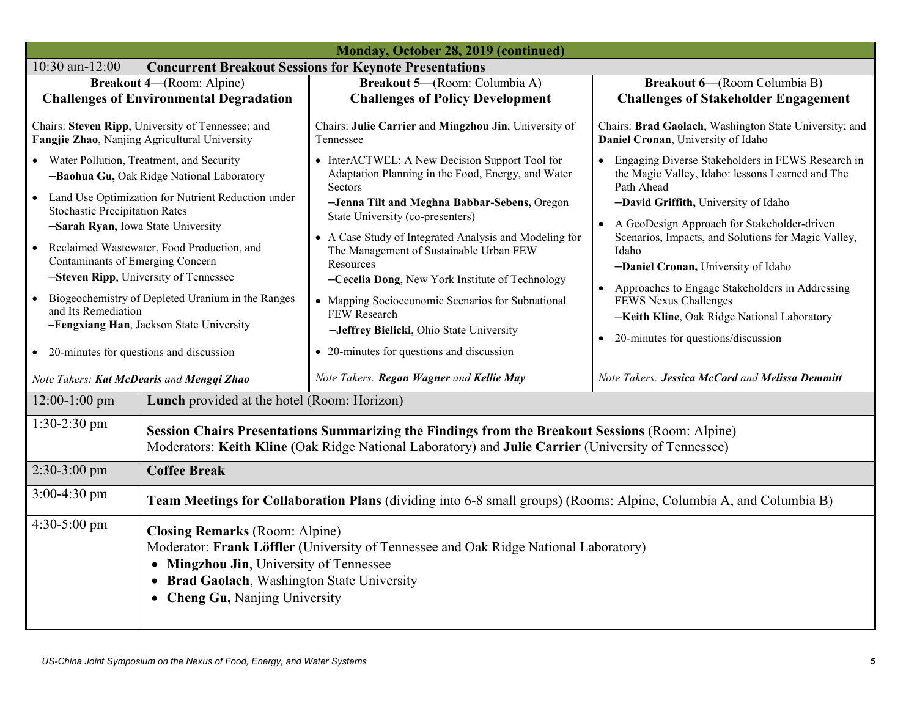## Monday, October 28, 2019 (continued)

**10:30 am-12:00 — Concurrent Breakout Sessions for Keynote Presentations**

### Breakout 4—(Room: Alpine)
### Challenges of Environmental Degradation

Chairs: **Steven Ripp**, University of Tennessee; and **Fangjie Zhao**, Nanjing Agricultural University

- Water Pollution, Treatment, and Security
  **–Baohua Gu,** Oak Ridge National Laboratory
- Land Use Optimization for Nutrient Reduction under Stochastic Precipitation Rates
  **–Sarah Ryan,** Iowa State University
- Reclaimed Wastewater, Food Production, and Contaminants of Emerging Concern
  **–Steven Ripp**, University of Tennessee
- Biogeochemistry of Depleted Uranium in the Ranges and Its Remediation
  **–Fengxiang Han**, Jackson State University
- 20-minutes for questions and discussion

*Note Takers:* ***Kat McDearis*** *and* ***Mengqi Zhao***

### Breakout 5—(Room: Columbia A)
### Challenges of Policy Development

Chairs: **Julie Carrier** and **Mingzhou Jin**, University of Tennessee

- InterACTWEL: A New Decision Support Tool for Adaptation Planning in the Food, Energy, and Water Sectors
  **–Jenna Tilt and Meghna Babbar-Sebens,** Oregon State University (co-presenters)
- A Case Study of Integrated Analysis and Modeling for The Management of Sustainable Urban FEW Resources
  **–Cecelia Dong**, New York Institute of Technology
- Mapping Socioeconomic Scenarios for Subnational FEW Research
  **–Jeffrey Bielicki**, Ohio State University
- 20-minutes for questions and discussion

*Note Takers:* ***Regan Wagner*** *and* ***Kellie May***

### Breakout 6—(Room Columbia B)
### Challenges of Stakeholder Engagement

Chairs: **Brad Gaolach**, Washington State University; and **Daniel Cronan**, University of Idaho

- Engaging Diverse Stakeholders in FEWS Research in the Magic Valley, Idaho: lessons Learned and The Path Ahead
  **–David Griffith,** University of Idaho
- A GeoDesign Approach for Stakeholder-driven Scenarios, Impacts, and Solutions for Magic Valley, Idaho
  **–Daniel Cronan,** University of Idaho
- Approaches to Engage Stakeholders in Addressing FEWS Nexus Challenges
  **–Keith Kline**, Oak Ridge National Laboratory
- 20-minutes for questions/discussion

*Note Takers:* ***Jessica McCord*** *and* ***Melissa Demmitt***

---

| Time | Event |
|---|---|
| 12:00-1:00 pm | **Lunch** provided at the hotel (Room: Horizon) |
| 1:30-2:30 pm | **Session Chairs Presentations Summarizing the Findings from the Breakout Sessions** (Room: Alpine)<br>Moderators: **Keith Kline (**Oak Ridge National Laboratory) and **Julie Carrier** (University of Tennessee) |
| 2:30-3:00 pm | **Coffee Break** |
| 3:00-4:30 pm | **Team Meetings for Collaboration Plans** (dividing into 6-8 small groups) (Rooms: Alpine, Columbia A, and Columbia B) |
| 4:30-5:00 pm | **Closing Remarks** (Room: Alpine)<br>Moderator: **Frank Löffler** (University of Tennessee and Oak Ridge National Laboratory)<br>• **Mingzhou Jin**, University of Tennessee<br>• **Brad Gaolach**, Washington State University<br>• **Cheng Gu,** Nanjing University |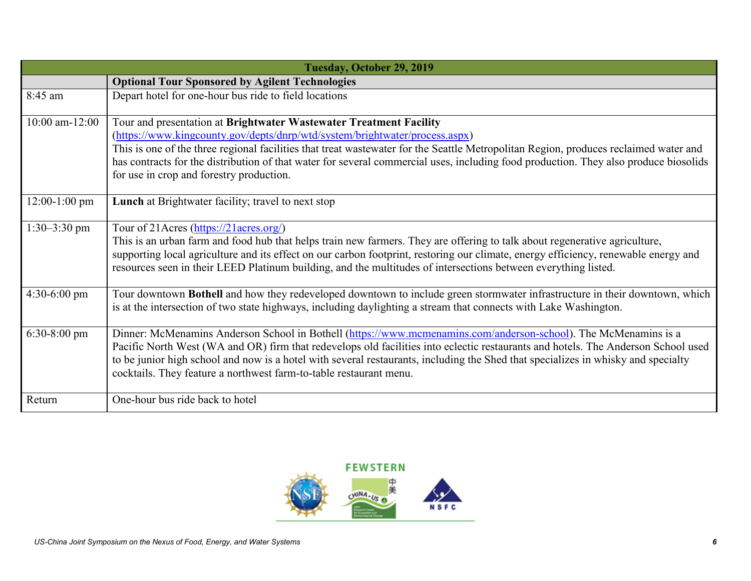| Tuesday, October 29, 2019 | |
|---|---|
| | **Optional Tour Sponsored by Agilent Technologies** |
| 8:45 am | Depart hotel for one-hour bus ride to field locations |
| 10:00 am-12:00 | Tour and presentation at **Brightwater Wastewater Treatment Facility** (https://www.kingcounty.gov/depts/dnrp/wtd/system/brightwater/process.aspx) This is one of the three regional facilities that treat wastewater for the Seattle Metropolitan Region, produces reclaimed water and has contracts for the distribution of that water for several commercial uses, including food production. They also produce biosolids for use in crop and forestry production. |
| 12:00-1:00 pm | **Lunch** at Brightwater facility; travel to next stop |
| 1:30–3:30 pm | Tour of 21Acres (https://21acres.org/) This is an urban farm and food hub that helps train new farmers. They are offering to talk about regenerative agriculture, supporting local agriculture and its effect on our carbon footprint, restoring our climate, energy efficiency, renewable energy and resources seen in their LEED Platinum building, and the multitudes of intersections between everything listed. |
| 4:30-6:00 pm | Tour downtown **Bothell** and how they redeveloped downtown to include green stormwater infrastructure in their downtown, which is at the intersection of two state highways, including daylighting a stream that connects with Lake Washington. |
| 6:30-8:00 pm | Dinner: McMenamins Anderson School in Bothell (https://www.mcmenamins.com/anderson-school). The McMenamins is a Pacific North West (WA and OR) firm that redevelops old facilities into eclectic restaurants and hotels. The Anderson School used to be junior high school and now is a hotel with several restaurants, including the Shed that specializes in whisky and specialty cocktails. They feature a northwest farm-to-table restaurant menu. |
| Return | One-hour bus ride back to hotel |